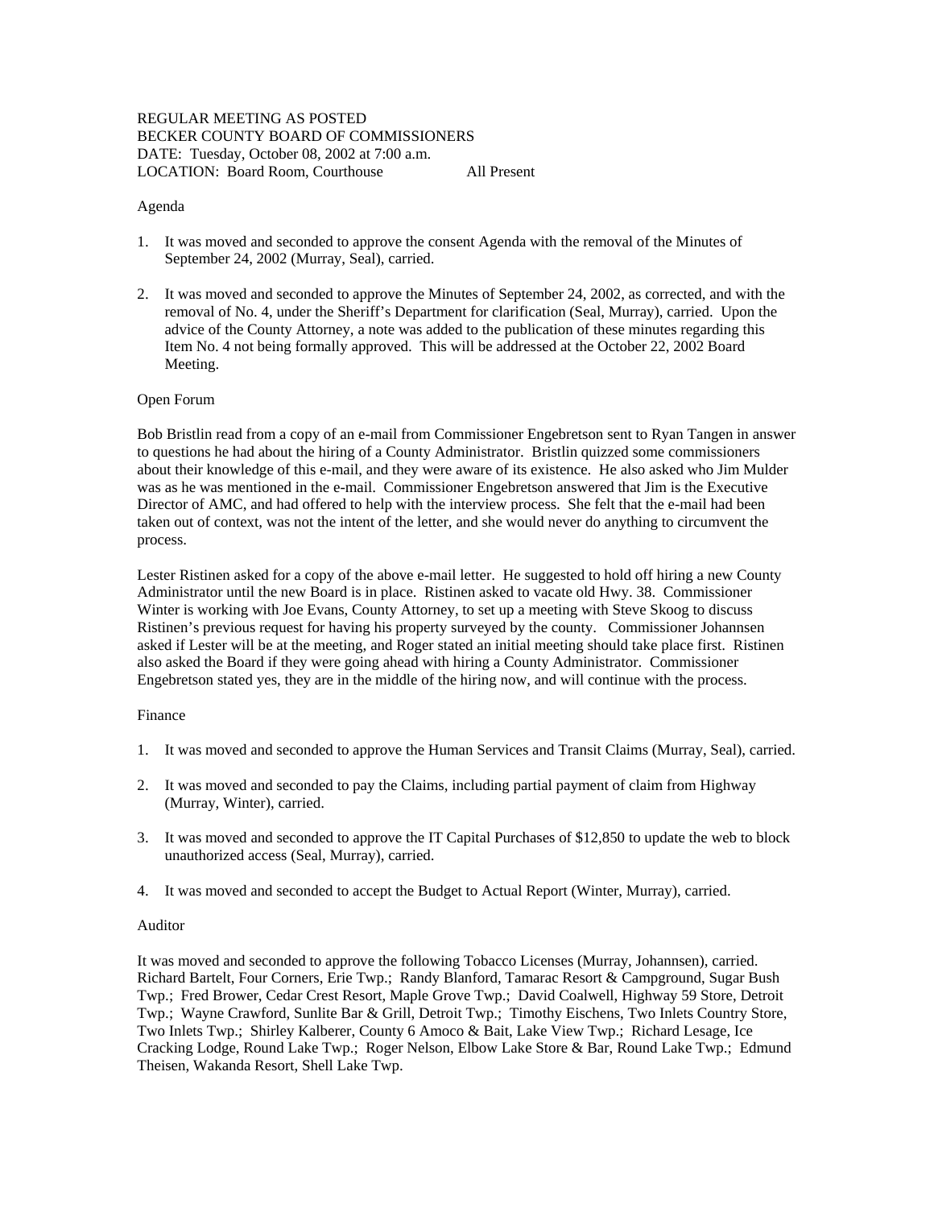REGULAR MEETING AS POSTED
BECKER COUNTY BOARD OF COMMISSIONERS
DATE: Tuesday, October 08, 2002 at 7:00 a.m.
LOCATION: Board Room, Courthouse All Present

Agenda

1. It was moved and seconded to approve the consent Agenda with the removal of the Minutes of September 24, 2002 (Murray, Seal), carried.

2. It was moved and seconded to approve the Minutes of September 24, 2002, as corrected, and with the removal of No. 4, under the Sheriff's Department for clarification (Seal, Murray), carried. Upon the advice of the County Attorney, a note was added to the publication of these minutes regarding this Item No. 4 not being formally approved. This will be addressed at the October 22, 2002 Board Meeting.

Open Forum

Bob Bristlin read from a copy of an e-mail from Commissioner Engebretson sent to Ryan Tangen in answer to questions he had about the hiring of a County Administrator. Bristlin quizzed some commissioners about their knowledge of this e-mail, and they were aware of its existence. He also asked who Jim Mulder was as he was mentioned in the e-mail. Commissioner Engebretson answered that Jim is the Executive Director of AMC, and had offered to help with the interview process. She felt that the e-mail had been taken out of context, was not the intent of the letter, and she would never do anything to circumvent the process.

Lester Ristinen asked for a copy of the above e-mail letter. He suggested to hold off hiring a new County Administrator until the new Board is in place. Ristinen asked to vacate old Hwy. 38. Commissioner Winter is working with Joe Evans, County Attorney, to set up a meeting with Steve Skoog to discuss Ristinen's previous request for having his property surveyed by the county. Commissioner Johannsen asked if Lester will be at the meeting, and Roger stated an initial meeting should take place first. Ristinen also asked the Board if they were going ahead with hiring a County Administrator. Commissioner Engebretson stated yes, they are in the middle of the hiring now, and will continue with the process.

Finance

1. It was moved and seconded to approve the Human Services and Transit Claims (Murray, Seal), carried.

2. It was moved and seconded to pay the Claims, including partial payment of claim from Highway (Murray, Winter), carried.

3. It was moved and seconded to approve the IT Capital Purchases of $12,850 to update the web to block unauthorized access (Seal, Murray), carried.

4. It was moved and seconded to accept the Budget to Actual Report (Winter, Murray), carried.

Auditor

It was moved and seconded to approve the following Tobacco Licenses (Murray, Johannsen), carried. Richard Bartelt, Four Corners, Erie Twp.; Randy Blanford, Tamarac Resort & Campground, Sugar Bush Twp.; Fred Brower, Cedar Crest Resort, Maple Grove Twp.; David Coalwell, Highway 59 Store, Detroit Twp.; Wayne Crawford, Sunlite Bar & Grill, Detroit Twp.; Timothy Eischens, Two Inlets Country Store, Two Inlets Twp.; Shirley Kalberer, County 6 Amoco & Bait, Lake View Twp.; Richard Lesage, Ice Cracking Lodge, Round Lake Twp.; Roger Nelson, Elbow Lake Store & Bar, Round Lake Twp.; Edmund Theisen, Wakanda Resort, Shell Lake Twp.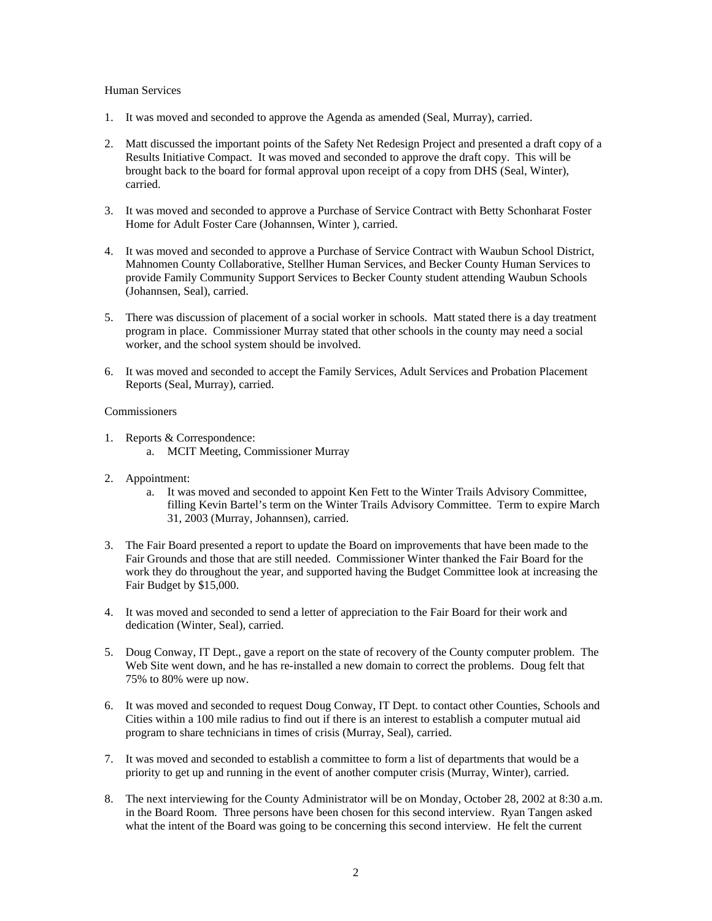Human Services

1. It was moved and seconded to approve the Agenda as amended (Seal, Murray), carried.

2. Matt discussed the important points of the Safety Net Redesign Project and presented a draft copy of a Results Initiative Compact. It was moved and seconded to approve the draft copy. This will be brought back to the board for formal approval upon receipt of a copy from DHS (Seal, Winter), carried.

3. It was moved and seconded to approve a Purchase of Service Contract with Betty Schonharat Foster Home for Adult Foster Care (Johannsen, Winter ), carried.

4. It was moved and seconded to approve a Purchase of Service Contract with Waubun School District, Mahnomen County Collaborative, Stellher Human Services, and Becker County Human Services to provide Family Community Support Services to Becker County student attending Waubun Schools (Johannsen, Seal), carried.

5. There was discussion of placement of a social worker in schools. Matt stated there is a day treatment program in place. Commissioner Murray stated that other schools in the county may need a social worker, and the school system should be involved.

6. It was moved and seconded to accept the Family Services, Adult Services and Probation Placement Reports (Seal, Murray), carried.

Commissioners

1. Reports & Correspondence:
   a. MCIT Meeting, Commissioner Murray

2. Appointment:
   a. It was moved and seconded to appoint Ken Fett to the Winter Trails Advisory Committee, filling Kevin Bartel's term on the Winter Trails Advisory Committee. Term to expire March 31, 2003 (Murray, Johannsen), carried.

3. The Fair Board presented a report to update the Board on improvements that have been made to the Fair Grounds and those that are still needed. Commissioner Winter thanked the Fair Board for the work they do throughout the year, and supported having the Budget Committee look at increasing the Fair Budget by $15,000.

4. It was moved and seconded to send a letter of appreciation to the Fair Board for their work and dedication (Winter, Seal), carried.

5. Doug Conway, IT Dept., gave a report on the state of recovery of the County computer problem. The Web Site went down, and he has re-installed a new domain to correct the problems. Doug felt that 75% to 80% were up now.

6. It was moved and seconded to request Doug Conway, IT Dept. to contact other Counties, Schools and Cities within a 100 mile radius to find out if there is an interest to establish a computer mutual aid program to share technicians in times of crisis (Murray, Seal), carried.

7. It was moved and seconded to establish a committee to form a list of departments that would be a priority to get up and running in the event of another computer crisis (Murray, Winter), carried.

8. The next interviewing for the County Administrator will be on Monday, October 28, 2002 at 8:30 a.m. in the Board Room. Three persons have been chosen for this second interview. Ryan Tangen asked what the intent of the Board was going to be concerning this second interview. He felt the current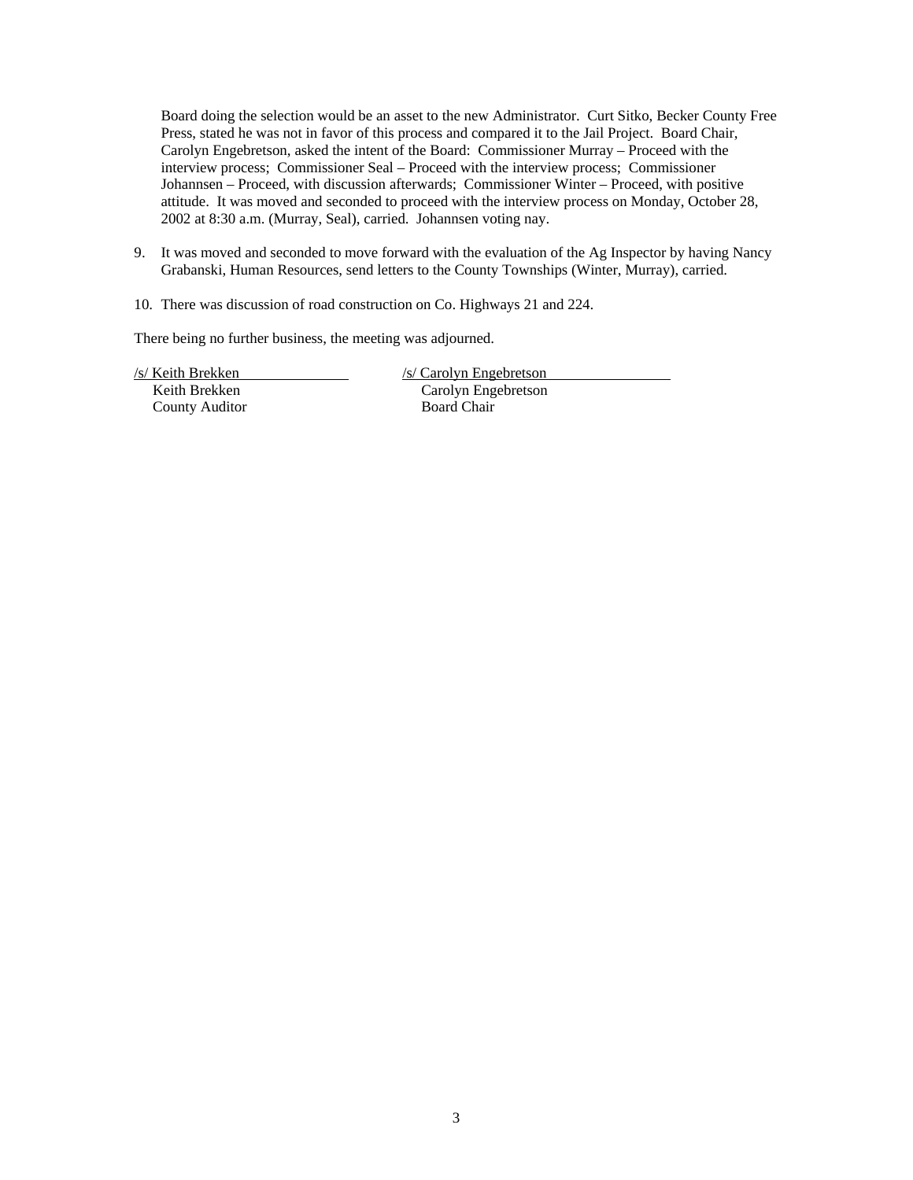Board doing the selection would be an asset to the new Administrator. Curt Sitko, Becker County Free Press, stated he was not in favor of this process and compared it to the Jail Project. Board Chair, Carolyn Engebretson, asked the intent of the Board: Commissioner Murray – Proceed with the interview process; Commissioner Seal – Proceed with the interview process; Commissioner Johannsen – Proceed, with discussion afterwards; Commissioner Winter – Proceed, with positive attitude. It was moved and seconded to proceed with the interview process on Monday, October 28, 2002 at 8:30 a.m. (Murray, Seal), carried. Johannsen voting nay.

9. It was moved and seconded to move forward with the evaluation of the Ag Inspector by having Nancy Grabanski, Human Resources, send letters to the County Townships (Winter, Murray), carried.

10. There was discussion of road construction on Co. Highways 21 and 224.

There being no further business, the meeting was adjourned.

/s/ Keith Brekken
Keith Brekken
County Auditor

/s/ Carolyn Engebretson
Carolyn Engebretson
Board Chair